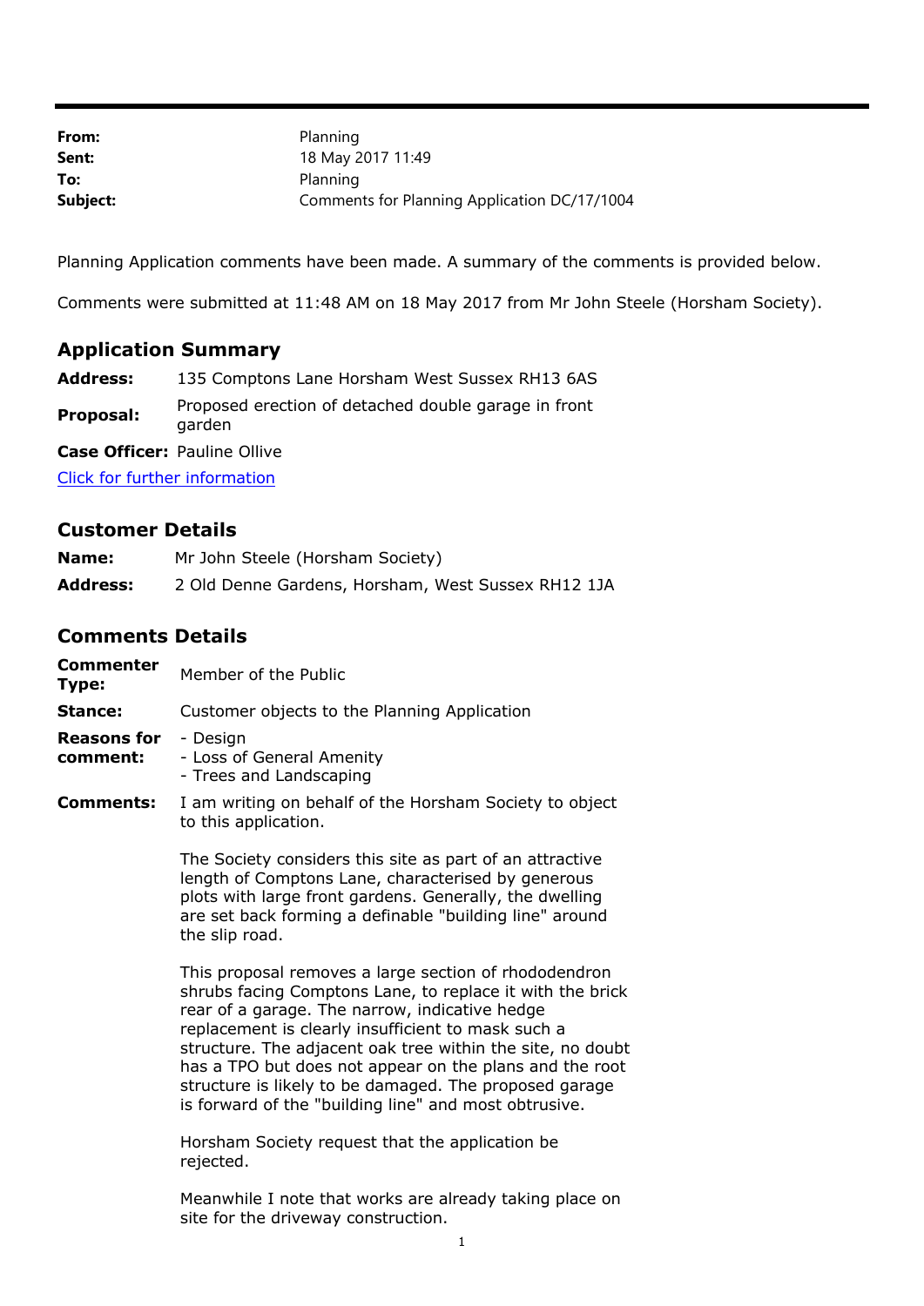| | |
|---|---|
| **From:** | Planning |
| **Sent:** | 18 May 2017 11:49 |
| **To:** | Planning |
| **Subject:** | Comments for Planning Application DC/17/1004 |

Planning Application comments have been made. A summary of the comments is provided below.

Comments were submitted at 11:48 AM on 18 May 2017 from Mr John Steele (Horsham Society).

## Application Summary

| | |
|---|---|
| **Address:** | 135 Comptons Lane Horsham West Sussex RH13 6AS |
| **Proposal:** | Proposed erection of detached double garage in front garden |
| **Case Officer:** | Pauline Ollive |

Click for further information

## Customer Details

| | |
|---|---|
| **Name:** | Mr John Steele (Horsham Society) |
| **Address:** | 2 Old Denne Gardens, Horsham, West Sussex RH12 1JA |

## Comments Details

**Commenter Type:** Member of the Public

**Stance:** Customer objects to the Planning Application

**Reasons for comment:**
- Design
- Loss of General Amenity
- Trees and Landscaping

**Comments:** I am writing on behalf of the Horsham Society to object to this application.

The Society considers this site as part of an attractive length of Comptons Lane, characterised by generous plots with large front gardens. Generally, the dwelling are set back forming a definable "building line" around the slip road.

This proposal removes a large section of rhododendron shrubs facing Comptons Lane, to replace it with the brick rear of a garage. The narrow, indicative hedge replacement is clearly insufficient to mask such a structure. The adjacent oak tree within the site, no doubt has a TPO but does not appear on the plans and the root structure is likely to be damaged. The proposed garage is forward of the "building line" and most obtrusive.

Horsham Society request that the application be rejected.

Meanwhile I note that works are already taking place on site for the driveway construction.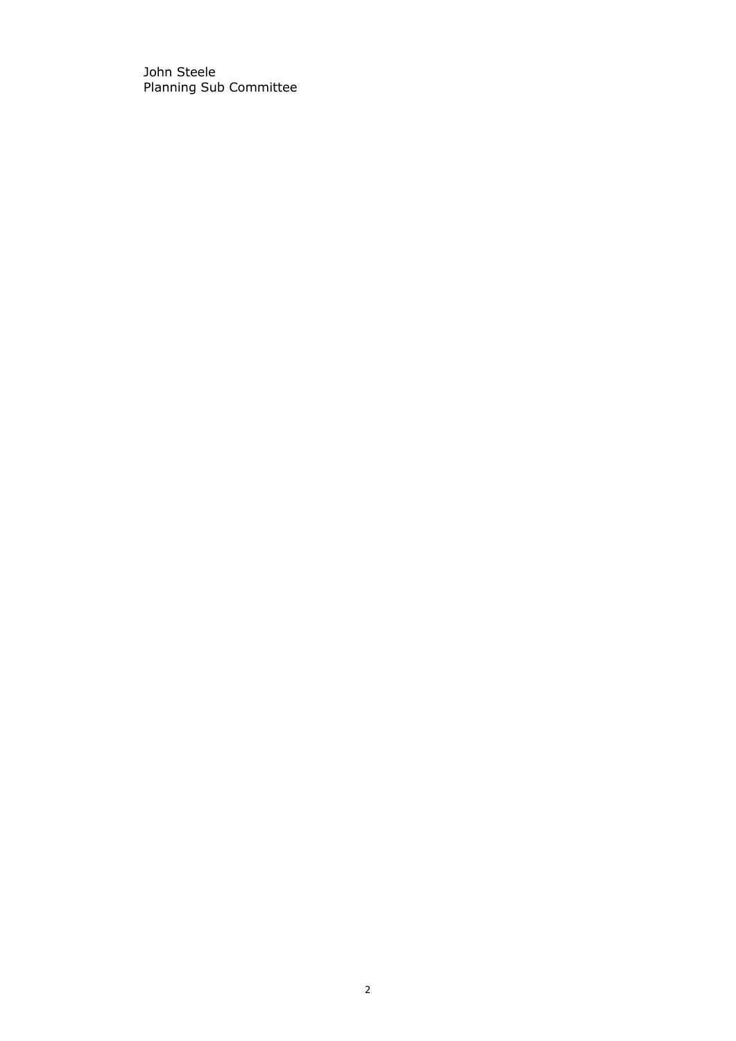John Steele
Planning Sub Committee